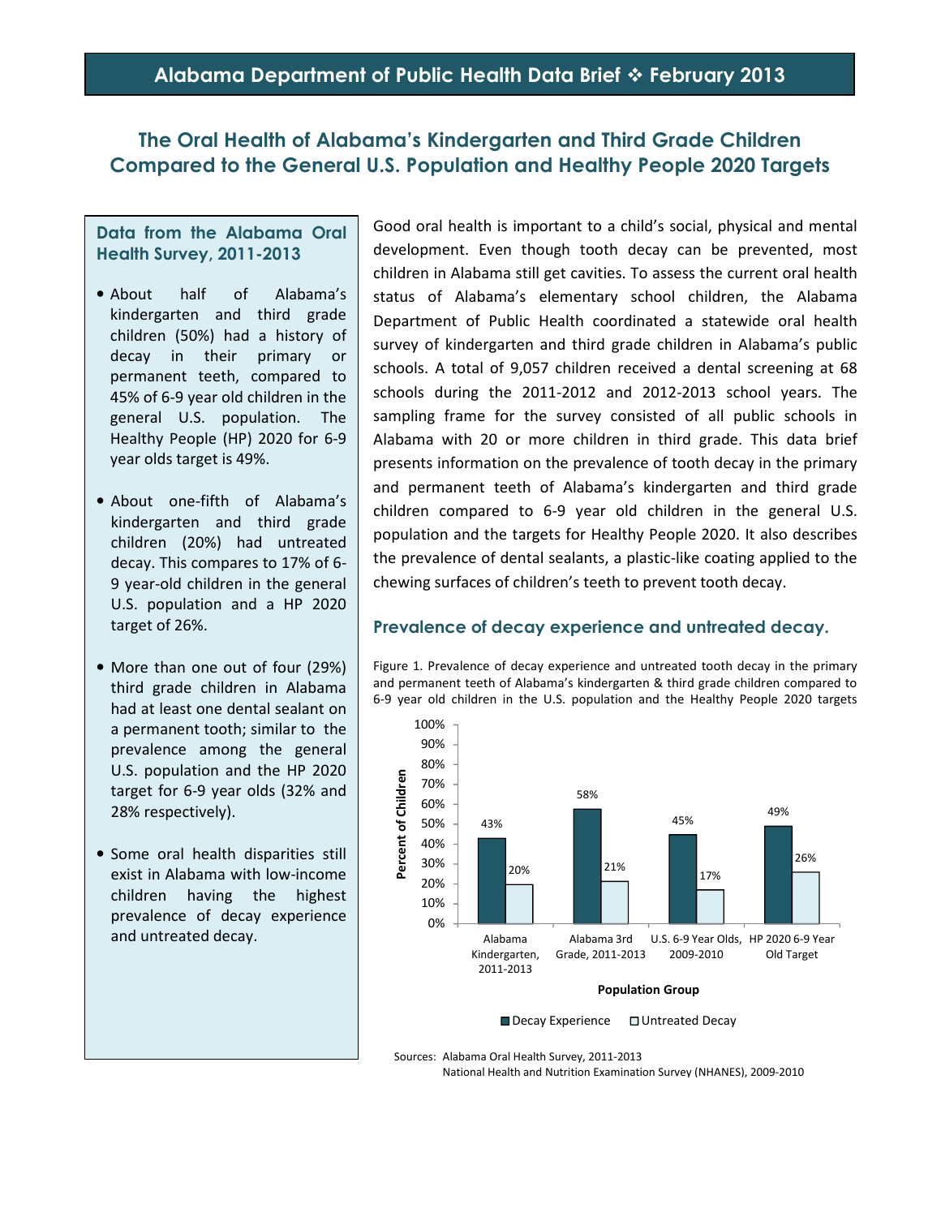# Alabama Department of Public Health Data Brief ❖ February 2013

## The Oral Health of Alabama's Kindergarten and Third Grade Children Compared to the General U.S. Population and Healthy People 2020 Targets

### Data from the Alabama Oral Health Survey, 2011-2013

- About half of Alabama's kindergarten and third grade children (50%) had a history of decay in their primary or permanent teeth, compared to 45% of 6-9 year old children in the general U.S. population. The Healthy People (HP) 2020 for 6-9 year olds target is 49%.
- About one-fifth of Alabama's kindergarten and third grade children (20%) had untreated decay. This compares to 17% of 6-9 year-old children in the general U.S. population and a HP 2020 target of 26%.
- More than one out of four (29%) third grade children in Alabama had at least one dental sealant on a permanent tooth; similar to the prevalence among the general U.S. population and the HP 2020 target for 6-9 year olds (32% and 28% respectively).
- Some oral health disparities still exist in Alabama with low-income children having the highest prevalence of decay experience and untreated decay.

Good oral health is important to a child's social, physical and mental development. Even though tooth decay can be prevented, most children in Alabama still get cavities. To assess the current oral health status of Alabama's elementary school children, the Alabama Department of Public Health coordinated a statewide oral health survey of kindergarten and third grade children in Alabama's public schools. A total of 9,057 children received a dental screening at 68 schools during the 2011-2012 and 2012-2013 school years. The sampling frame for the survey consisted of all public schools in Alabama with 20 or more children in third grade. This data brief presents information on the prevalence of tooth decay in the primary and permanent teeth of Alabama's kindergarten and third grade children compared to 6-9 year old children in the general U.S. population and the targets for Healthy People 2020. It also describes the prevalence of dental sealants, a plastic-like coating applied to the chewing surfaces of children's teeth to prevent tooth decay.

### Prevalence of decay experience and untreated decay.

Figure 1. Prevalence of decay experience and untreated tooth decay in the primary and permanent teeth of Alabama's kindergarten & third grade children compared to 6-9 year old children in the U.S. population and the Healthy People 2020 targets

| Population Group | Decay Experience | Untreated Decay |
|---|---|---|
| Alabama Kindergarten, 2011-2013 | 43% | 20% |
| Alabama 3rd Grade, 2011-2013 | 58% | 21% |
| U.S. 6-9 Year Olds, 2009-2010 | 45% | 17% |
| HP 2020 6-9 Year Old Target | 49% | 26% |

Sources: Alabama Oral Health Survey, 2011-2013
National Health and Nutrition Examination Survey (NHANES), 2009-2010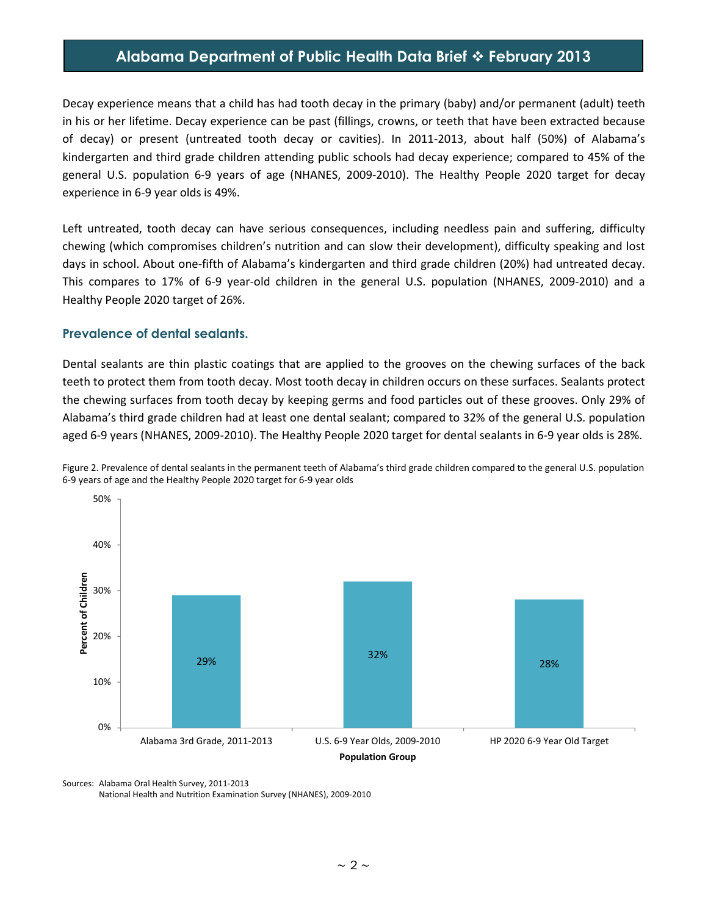Decay experience means that a child has had tooth decay in the primary (baby) and/or permanent (adult) teeth in his or her lifetime. Decay experience can be past (fillings, crowns, or teeth that have been extracted because of decay) or present (untreated tooth decay or cavities). In 2011-2013, about half (50%) of Alabama's kindergarten and third grade children attending public schools had decay experience; compared to 45% of the general U.S. population 6-9 years of age (NHANES, 2009-2010). The Healthy People 2020 target for decay experience in 6-9 year olds is 49%.

Left untreated, tooth decay can have serious consequences, including needless pain and suffering, difficulty chewing (which compromises children's nutrition and can slow their development), difficulty speaking and lost days in school. About one-fifth of Alabama's kindergarten and third grade children (20%) had untreated decay. This compares to 17% of 6-9 year-old children in the general U.S. population (NHANES, 2009-2010) and a Healthy People 2020 target of 26%.

## Prevalence of dental sealants.

Dental sealants are thin plastic coatings that are applied to the grooves on the chewing surfaces of the back teeth to protect them from tooth decay. Most tooth decay in children occurs on these surfaces. Sealants protect the chewing surfaces from tooth decay by keeping germs and food particles out of these grooves. Only 29% of Alabama's third grade children had at least one dental sealant; compared to 32% of the general U.S. population aged 6-9 years (NHANES, 2009-2010). The Healthy People 2020 target for dental sealants in 6-9 year olds is 28%.

Figure 2. Prevalence of dental sealants in the permanent teeth of Alabama's third grade children compared to the general U.S. population 6-9 years of age and the Healthy People 2020 target for 6-9 year olds

| Population Group | Percent of Children |
|---|---|
| Alabama 3rd Grade, 2011-2013 | 29% |
| U.S. 6-9 Year Olds, 2009-2010 | 32% |
| HP 2020 6-9 Year Old Target | 28% |

Sources: Alabama Oral Health Survey, 2011-2013
National Health and Nutrition Examination Survey (NHANES), 2009-2010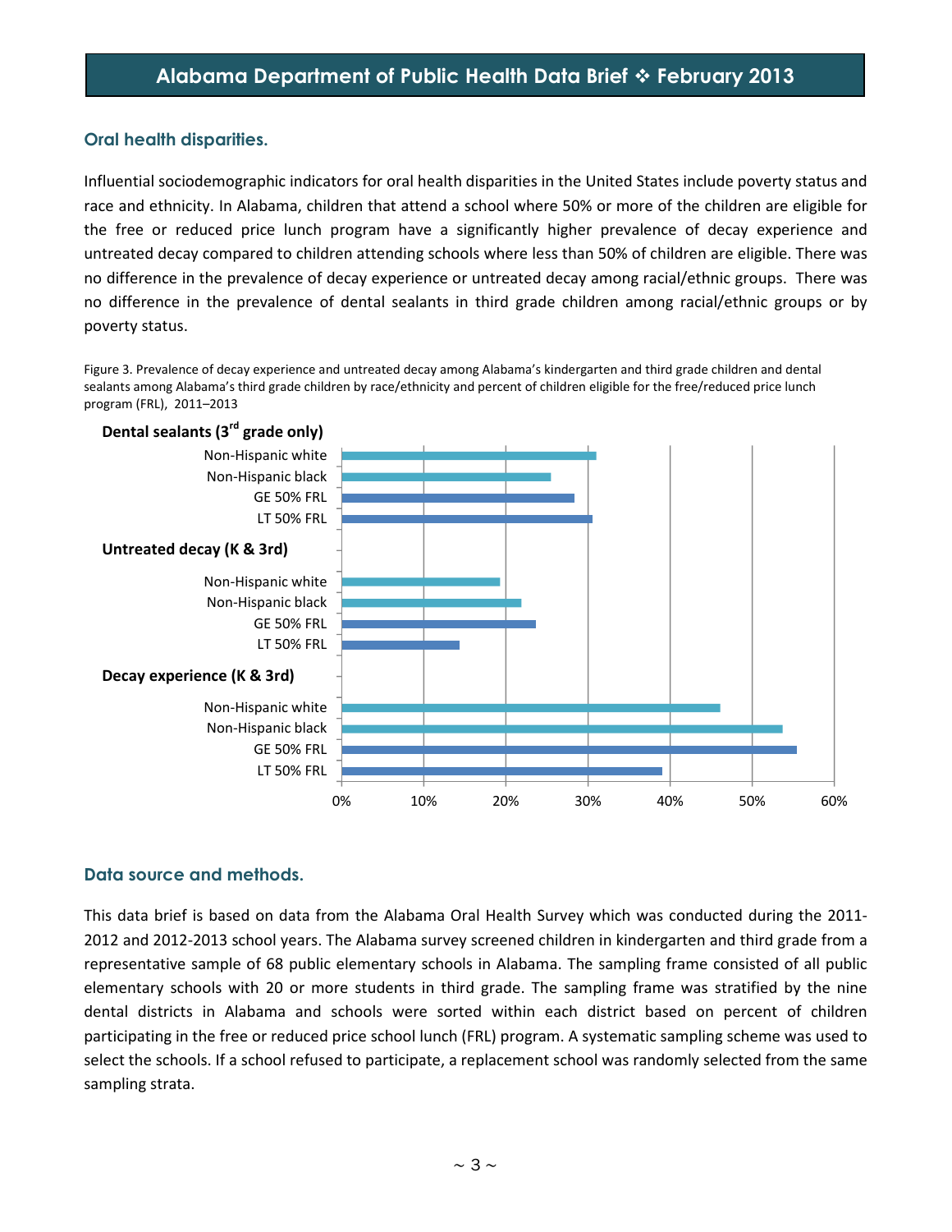## Oral health disparities.

Influential sociodemographic indicators for oral health disparities in the United States include poverty status and race and ethnicity. In Alabama, children that attend a school where 50% or more of the children are eligible for the free or reduced price lunch program have a significantly higher prevalence of decay experience and untreated decay compared to children attending schools where less than 50% of children are eligible. There was no difference in the prevalence of decay experience or untreated decay among racial/ethnic groups. There was no difference in the prevalence of dental sealants in third grade children among racial/ethnic groups or by poverty status.

Figure 3. Prevalence of decay experience and untreated decay among Alabama's kindergarten and third grade children and dental sealants among Alabama's third grade children by race/ethnicity and percent of children eligible for the free/reduced price lunch program (FRL), 2011–2013

**Dental sealants (3rd grade only)**
- Non-Hispanic white
- Non-Hispanic black
- GE 50% FRL
- LT 50% FRL

**Untreated decay (K & 3rd)**
- Non-Hispanic white
- Non-Hispanic black
- GE 50% FRL
- LT 50% FRL

**Decay experience (K & 3rd)**
- Non-Hispanic white
- Non-Hispanic black
- GE 50% FRL
- LT 50% FRL

0% 10% 20% 30% 40% 50% 60%

## Data source and methods.

This data brief is based on data from the Alabama Oral Health Survey which was conducted during the 2011-2012 and 2012-2013 school years. The Alabama survey screened children in kindergarten and third grade from a representative sample of 68 public elementary schools in Alabama. The sampling frame consisted of all public elementary schools with 20 or more students in third grade. The sampling frame was stratified by the nine dental districts in Alabama and schools were sorted within each district based on percent of children participating in the free or reduced price school lunch (FRL) program. A systematic sampling scheme was used to select the schools. If a school refused to participate, a replacement school was randomly selected from the same sampling strata.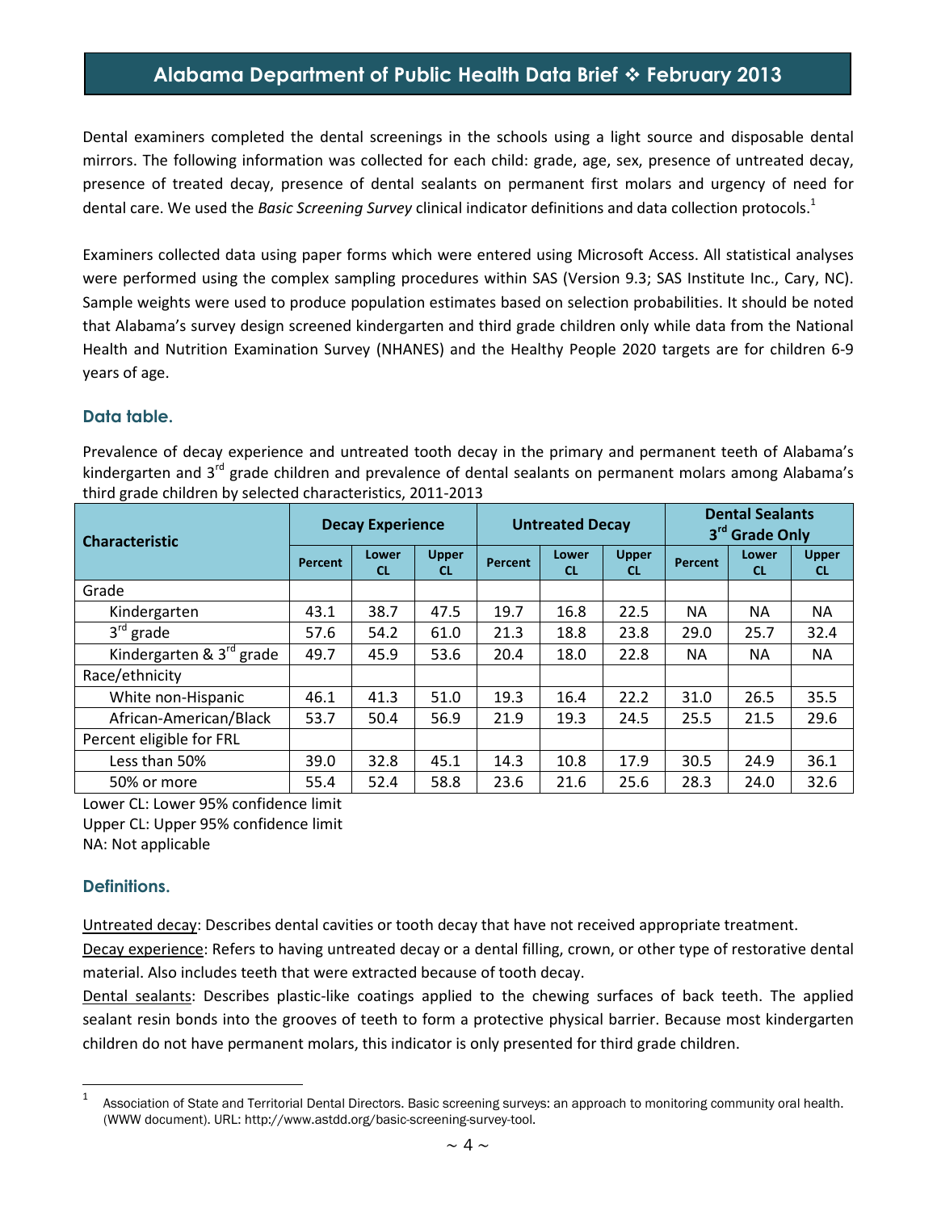Dental examiners completed the dental screenings in the schools using a light source and disposable dental mirrors. The following information was collected for each child: grade, age, sex, presence of untreated decay, presence of treated decay, presence of dental sealants on permanent first molars and urgency of need for dental care. We used the *Basic Screening Survey* clinical indicator definitions and data collection protocols.[1]

Examiners collected data using paper forms which were entered using Microsoft Access. All statistical analyses were performed using the complex sampling procedures within SAS (Version 9.3; SAS Institute Inc., Cary, NC). Sample weights were used to produce population estimates based on selection probabilities. It should be noted that Alabama's survey design screened kindergarten and third grade children only while data from the National Health and Nutrition Examination Survey (NHANES) and the Healthy People 2020 targets are for children 6-9 years of age.

## Data table.

Prevalence of decay experience and untreated tooth decay in the primary and permanent teeth of Alabama's kindergarten and 3rd grade children and prevalence of dental sealants on permanent molars among Alabama's third grade children by selected characteristics, 2011-2013

| Characteristic | Decay Experience | | | Untreated Decay | | | Dental Sealants 3rd Grade Only | | |
|---|---|---|---|---|---|---|---|---|---|
| | Percent | Lower CL | Upper CL | Percent | Lower CL | Upper CL | Percent | Lower CL | Upper CL |
| Grade | | | | | | | | | |
| Kindergarten | 43.1 | 38.7 | 47.5 | 19.7 | 16.8 | 22.5 | NA | NA | NA |
| 3rd grade | 57.6 | 54.2 | 61.0 | 21.3 | 18.8 | 23.8 | 29.0 | 25.7 | 32.4 |
| Kindergarten & 3rd grade | 49.7 | 45.9 | 53.6 | 20.4 | 18.0 | 22.8 | NA | NA | NA |
| Race/ethnicity | | | | | | | | | |
| White non-Hispanic | 46.1 | 41.3 | 51.0 | 19.3 | 16.4 | 22.2 | 31.0 | 26.5 | 35.5 |
| African-American/Black | 53.7 | 50.4 | 56.9 | 21.9 | 19.3 | 24.5 | 25.5 | 21.5 | 29.6 |
| Percent eligible for FRL | | | | | | | | | |
| Less than 50% | 39.0 | 32.8 | 45.1 | 14.3 | 10.8 | 17.9 | 30.5 | 24.9 | 36.1 |
| 50% or more | 55.4 | 52.4 | 58.8 | 23.6 | 21.6 | 25.6 | 28.3 | 24.0 | 32.6 |

Lower CL: Lower 95% confidence limit
Upper CL: Upper 95% confidence limit
NA: Not applicable

## Definitions.

Untreated decay: Describes dental cavities or tooth decay that have not received appropriate treatment.

Decay experience: Refers to having untreated decay or a dental filling, crown, or other type of restorative dental material. Also includes teeth that were extracted because of tooth decay.

Dental sealants: Describes plastic-like coatings applied to the chewing surfaces of back teeth. The applied sealant resin bonds into the grooves of teeth to form a protective physical barrier. Because most kindergarten children do not have permanent molars, this indicator is only presented for third grade children.

---

[1] Association of State and Territorial Dental Directors. Basic screening surveys: an approach to monitoring community oral health. (WWW document). URL: http://www.astdd.org/basic-screening-survey-tool.